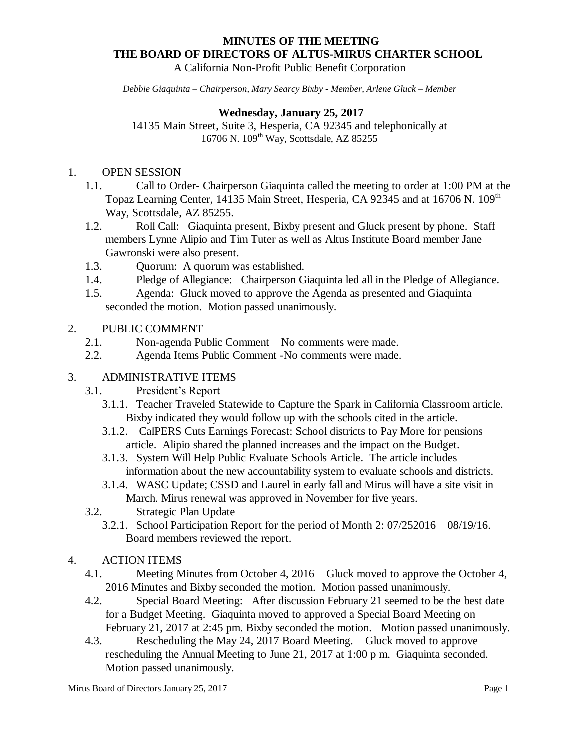# MINUTES OF THE MEETING
# THE BOARD OF DIRECTORS OF ALTUS-MIRUS CHARTER SCHOOL

A California Non-Profit Public Benefit Corporation

*Debbie Giaquinta – Chairperson, Mary Searcy Bixby - Member, Arlene Gluck – Member*

**Wednesday, January 25, 2017**

14135 Main Street, Suite 3, Hesperia, CA 92345 and telephonically at 16706 N. 109th Way, Scottsdale, AZ 85255

1. OPEN SESSION
   - 1.1. Call to Order- Chairperson Giaquinta called the meeting to order at 1:00 PM at the Topaz Learning Center, 14135 Main Street, Hesperia, CA 92345 and at 16706 N. 109th Way, Scottsdale, AZ 85255.
   - 1.2. Roll Call: Giaquinta present, Bixby present and Gluck present by phone. Staff members Lynne Alipio and Tim Tuter as well as Altus Institute Board member Jane Gawronski were also present.
   - 1.3. Quorum: A quorum was established.
   - 1.4. Pledge of Allegiance: Chairperson Giaquinta led all in the Pledge of Allegiance.
   - 1.5. Agenda: Gluck moved to approve the Agenda as presented and Giaquinta seconded the motion. Motion passed unanimously.

2. PUBLIC COMMENT
   - 2.1. Non-agenda Public Comment – No comments were made.
   - 2.2. Agenda Items Public Comment -No comments were made.

3. ADMINISTRATIVE ITEMS
   - 3.1. President's Report
     - 3.1.1. Teacher Traveled Statewide to Capture the Spark in California Classroom article. Bixby indicated they would follow up with the schools cited in the article.
     - 3.1.2. CalPERS Cuts Earnings Forecast: School districts to Pay More for pensions article. Alipio shared the planned increases and the impact on the Budget.
     - 3.1.3. System Will Help Public Evaluate Schools Article. The article includes information about the new accountability system to evaluate schools and districts.
     - 3.1.4. WASC Update; CSSD and Laurel in early fall and Mirus will have a site visit in March. Mirus renewal was approved in November for five years.
   - 3.2. Strategic Plan Update
     - 3.2.1. School Participation Report for the period of Month 2: 07/252016 – 08/19/16. Board members reviewed the report.

4. ACTION ITEMS
   - 4.1. Meeting Minutes from October 4, 2016 Gluck moved to approve the October 4, 2016 Minutes and Bixby seconded the motion. Motion passed unanimously.
   - 4.2. Special Board Meeting: After discussion February 21 seemed to be the best date for a Budget Meeting. Giaquinta moved to approved a Special Board Meeting on February 21, 2017 at 2:45 pm. Bixby seconded the motion. Motion passed unanimously.
   - 4.3. Rescheduling the May 24, 2017 Board Meeting. Gluck moved to approve rescheduling the Annual Meeting to June 21, 2017 at 1:00 p m. Giaquinta seconded. Motion passed unanimously.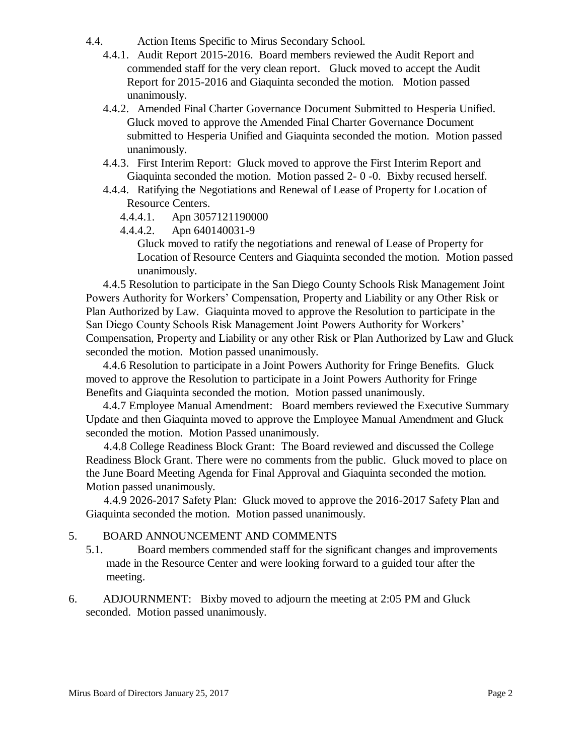4.4. Action Items Specific to Mirus Secondary School.

4.4.1. Audit Report 2015-2016. Board members reviewed the Audit Report and commended staff for the very clean report. Gluck moved to accept the Audit Report for 2015-2016 and Giaquinta seconded the motion. Motion passed unanimously.

4.4.2. Amended Final Charter Governance Document Submitted to Hesperia Unified. Gluck moved to approve the Amended Final Charter Governance Document submitted to Hesperia Unified and Giaquinta seconded the motion. Motion passed unanimously.

4.4.3. First Interim Report: Gluck moved to approve the First Interim Report and Giaquinta seconded the motion. Motion passed 2- 0 -0. Bixby recused herself.

4.4.4. Ratifying the Negotiations and Renewal of Lease of Property for Location of Resource Centers.

4.4.4.1. Apn 3057121190000

4.4.4.2. Apn 640140031-9

Gluck moved to ratify the negotiations and renewal of Lease of Property for Location of Resource Centers and Giaquinta seconded the motion. Motion passed unanimously.

4.4.5 Resolution to participate in the San Diego County Schools Risk Management Joint Powers Authority for Workers' Compensation, Property and Liability or any Other Risk or Plan Authorized by Law. Giaquinta moved to approve the Resolution to participate in the San Diego County Schools Risk Management Joint Powers Authority for Workers' Compensation, Property and Liability or any other Risk or Plan Authorized by Law and Gluck seconded the motion. Motion passed unanimously.

4.4.6 Resolution to participate in a Joint Powers Authority for Fringe Benefits. Gluck moved to approve the Resolution to participate in a Joint Powers Authority for Fringe Benefits and Giaquinta seconded the motion. Motion passed unanimously.

4.4.7 Employee Manual Amendment: Board members reviewed the Executive Summary Update and then Giaquinta moved to approve the Employee Manual Amendment and Gluck seconded the motion. Motion Passed unanimously.

4.4.8 College Readiness Block Grant: The Board reviewed and discussed the College Readiness Block Grant. There were no comments from the public. Gluck moved to place on the June Board Meeting Agenda for Final Approval and Giaquinta seconded the motion. Motion passed unanimously.

4.4.9 2026-2017 Safety Plan: Gluck moved to approve the 2016-2017 Safety Plan and Giaquinta seconded the motion. Motion passed unanimously.

5. BOARD ANNOUNCEMENT AND COMMENTS

5.1. Board members commended staff for the significant changes and improvements made in the Resource Center and were looking forward to a guided tour after the meeting.

6. ADJOURNMENT: Bixby moved to adjourn the meeting at 2:05 PM and Gluck seconded. Motion passed unanimously.